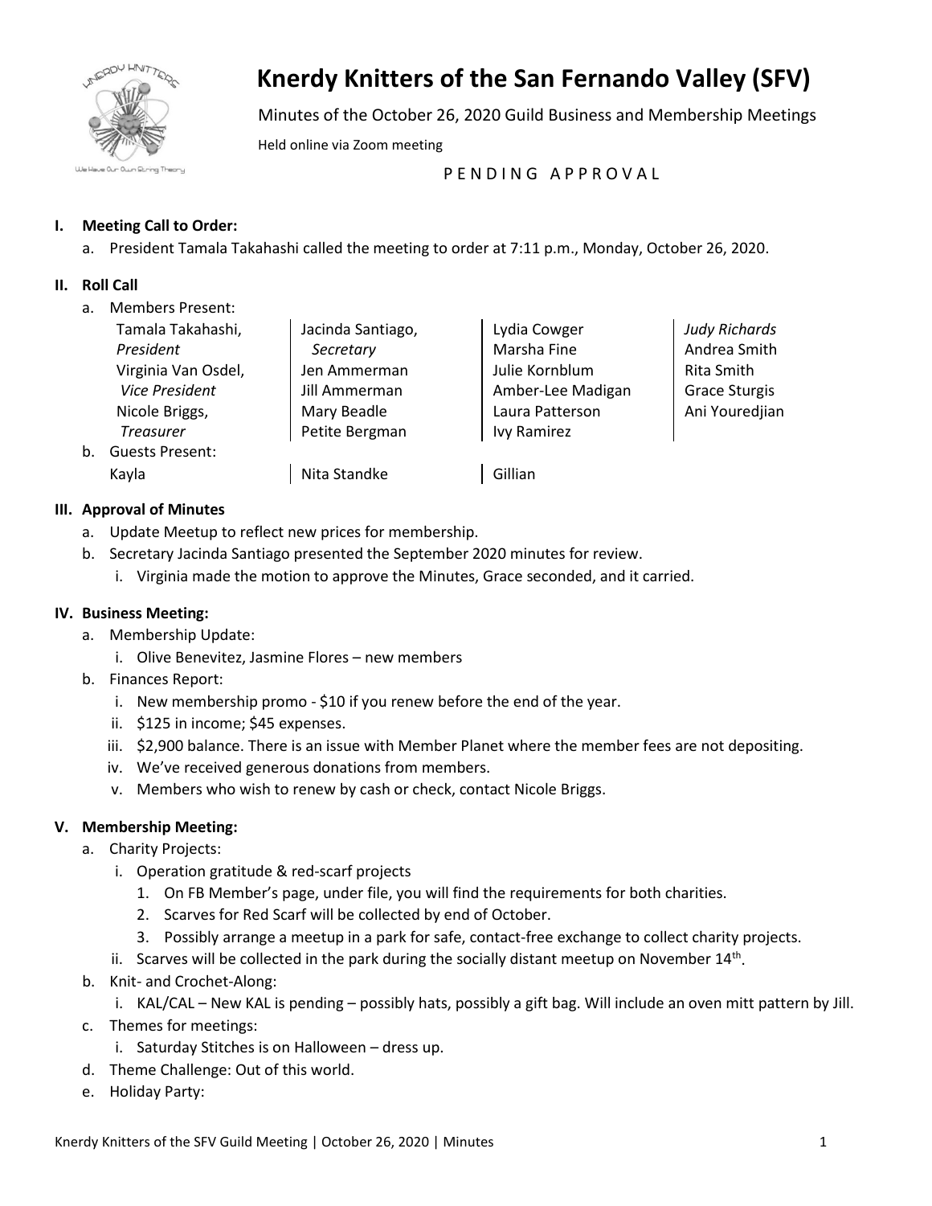# Knerdy Knitters of the San Fernando Valley (SFV)

Minutes of the October 26, 2020 Guild Business and Membership Meetings

Held online via Zoom meeting

P E N D I N G   A P P R O V A L

## I. Meeting Call to Order:

a. President Tamala Takahashi called the meeting to order at 7:11 p.m., Monday, October 26, 2020.

## II. Roll Call

a. Members Present:

| | | | |
|---|---|---|---|
| Tamala Takahashi, *President* | Jacinda Santiago, *Secretary* | Lydia Cowger | *Judy Richards* |
| Virginia Van Osdel, *Vice President* | Jen Ammerman | Marsha Fine | Andrea Smith |
| Nicole Briggs, *Treasurer* | Jill Ammerman | Julie Kornblum | Rita Smith |
| | Mary Beadle | Amber-Lee Madigan | Grace Sturgis |
| | Petite Bergman | Laura Patterson | Ani Youredjian |
| | | Ivy Ramirez | |

b. Guests Present:

| | | |
|---|---|---|
| Kayla | Nita Standke | Gillian |

## III. Approval of Minutes

a. Update Meetup to reflect new prices for membership.

b. Secretary Jacinda Santiago presented the September 2020 minutes for review.

   i. Virginia made the motion to approve the Minutes, Grace seconded, and it carried.

## IV. Business Meeting:

a. Membership Update:

   i. Olive Benevitez, Jasmine Flores – new members

b. Finances Report:

   i. New membership promo - $10 if you renew before the end of the year.

   ii. $125 in income; $45 expenses.

   iii. $2,900 balance. There is an issue with Member Planet where the member fees are not depositing.

   iv. We've received generous donations from members.

   v. Members who wish to renew by cash or check, contact Nicole Briggs.

## V. Membership Meeting:

a. Charity Projects:

   i. Operation gratitude & red-scarf projects

      1. On FB Member's page, under file, you will find the requirements for both charities.
      2. Scarves for Red Scarf will be collected by end of October.
      3. Possibly arrange a meetup in a park for safe, contact-free exchange to collect charity projects.

   ii. Scarves will be collected in the park during the socially distant meetup on November 14th.

b. Knit- and Crochet-Along:

   i. KAL/CAL – New KAL is pending – possibly hats, possibly a gift bag. Will include an oven mitt pattern by Jill.

c. Themes for meetings:

   i. Saturday Stitches is on Halloween – dress up.

d. Theme Challenge: Out of this world.

e. Holiday Party: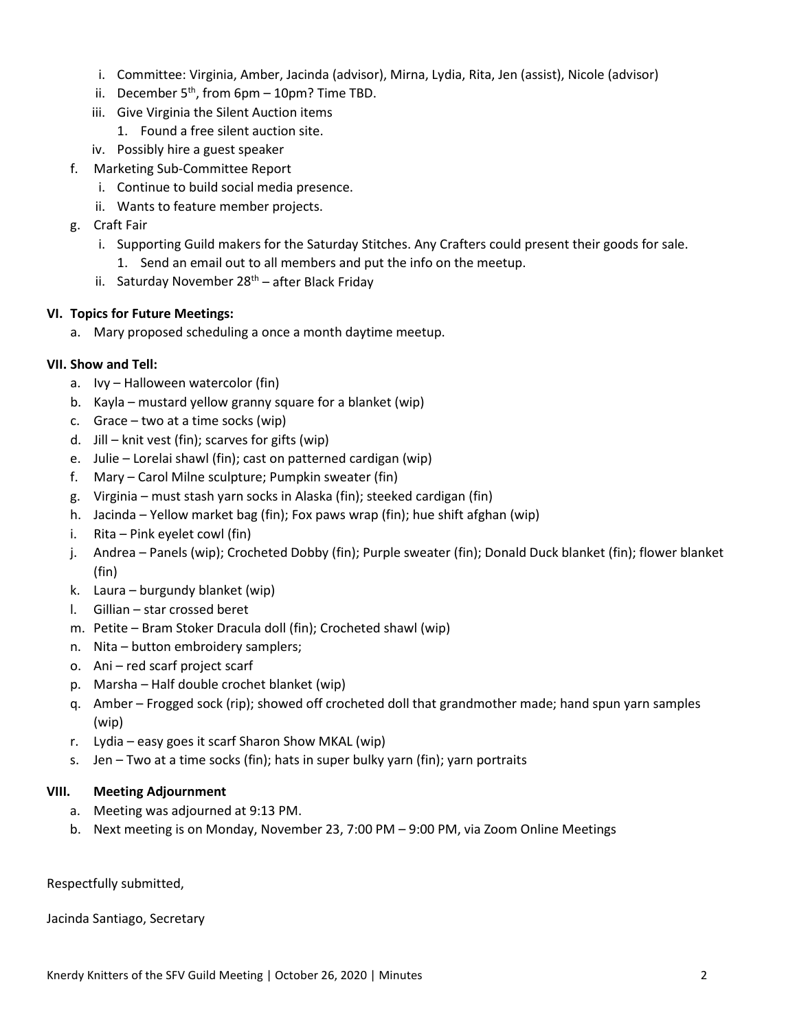i. Committee: Virginia, Amber, Jacinda (advisor), Mirna, Lydia, Rita, Jen (assist), Nicole (advisor)
   ii. December 5th, from 6pm – 10pm? Time TBD.
   iii. Give Virginia the Silent Auction items
      1. Found a free silent auction site.
   iv. Possibly hire a guest speaker

f. Marketing Sub-Committee Report
   i. Continue to build social media presence.
   ii. Wants to feature member projects.

g. Craft Fair
   i. Supporting Guild makers for the Saturday Stitches. Any Crafters could present their goods for sale.
      1. Send an email out to all members and put the info on the meetup.
   ii. Saturday November 28th – after Black Friday

**VI. Topics for Future Meetings:**

a. Mary proposed scheduling a once a month daytime meetup.

**VII. Show and Tell:**

a. Ivy – Halloween watercolor (fin)
b. Kayla – mustard yellow granny square for a blanket (wip)
c. Grace – two at a time socks (wip)
d. Jill – knit vest (fin); scarves for gifts (wip)
e. Julie – Lorelai shawl (fin); cast on patterned cardigan (wip)
f. Mary – Carol Milne sculpture; Pumpkin sweater (fin)
g. Virginia – must stash yarn socks in Alaska (fin); steeked cardigan (fin)
h. Jacinda – Yellow market bag (fin); Fox paws wrap (fin); hue shift afghan (wip)
i. Rita – Pink eyelet cowl (fin)
j. Andrea – Panels (wip); Crocheted Dobby (fin); Purple sweater (fin); Donald Duck blanket (fin); flower blanket (fin)
k. Laura – burgundy blanket (wip)
l. Gillian – star crossed beret
m. Petite – Bram Stoker Dracula doll (fin); Crocheted shawl (wip)
n. Nita – button embroidery samplers;
o. Ani – red scarf project scarf
p. Marsha – Half double crochet blanket (wip)
q. Amber – Frogged sock (rip); showed off crocheted doll that grandmother made; hand spun yarn samples (wip)
r. Lydia – easy goes it scarf Sharon Show MKAL (wip)
s. Jen – Two at a time socks (fin); hats in super bulky yarn (fin); yarn portraits

**VIII. Meeting Adjournment**

a. Meeting was adjourned at 9:13 PM.
b. Next meeting is on Monday, November 23, 7:00 PM – 9:00 PM, via Zoom Online Meetings

Respectfully submitted,

Jacinda Santiago, Secretary